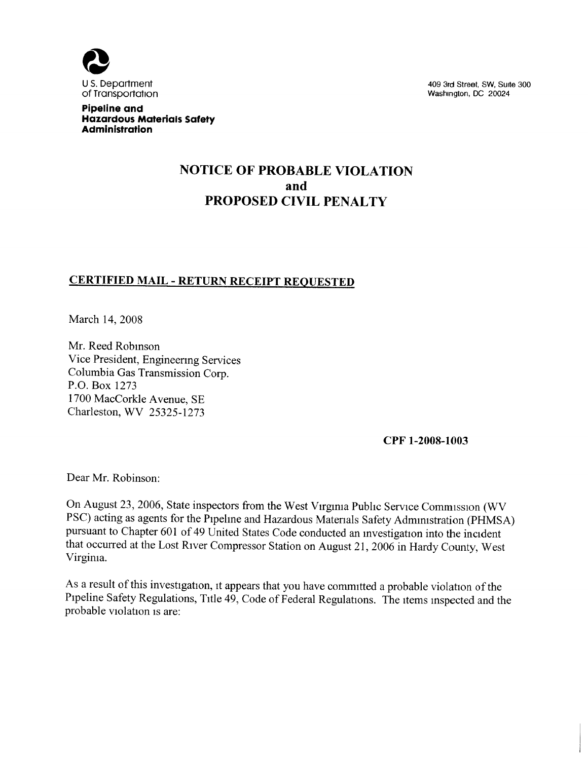U.S. Department of Transportation

**Pipeline and Hazardous Materials Safety Administration**

409 3rd Street, SW, Suite 300
Washington, DC 20024

# NOTICE OF PROBABLE VIOLATION and PROPOSED CIVIL PENALTY

**CERTIFIED MAIL - RETURN RECEIPT REQUESTED**

March 14, 2008

Mr. Reed Robinson
Vice President, Engineering Services
Columbia Gas Transmission Corp.
P.O. Box 1273
1700 MacCorkle Avenue, SE
Charleston, WV 25325-1273

**CPF 1-2008-1003**

Dear Mr. Robinson:

On August 23, 2006, State inspectors from the West Virginia Public Service Commission (WV PSC) acting as agents for the Pipeline and Hazardous Materials Safety Administration (PHMSA) pursuant to Chapter 601 of 49 United States Code conducted an investigation into the incident that occurred at the Lost River Compressor Station on August 21, 2006 in Hardy County, West Virginia.

As a result of this investigation, it appears that you have committed a probable violation of the Pipeline Safety Regulations, Title 49, Code of Federal Regulations. The items inspected and the probable violation is are: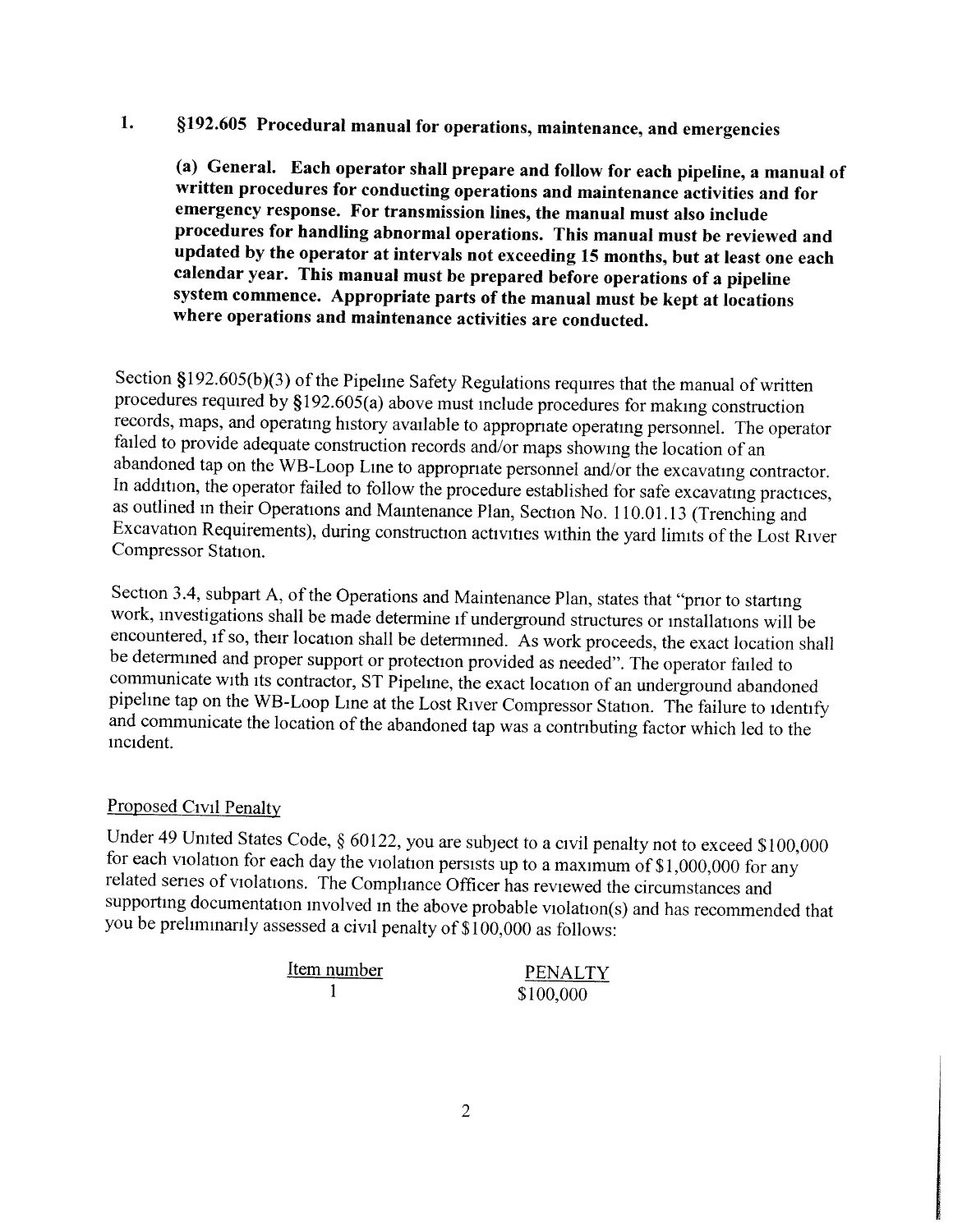1. **§192.605 Procedural manual for operations, maintenance, and emergencies**

   **(a) General. Each operator shall prepare and follow for each pipeline, a manual of written procedures for conducting operations and maintenance activities and for emergency response. For transmission lines, the manual must also include procedures for handling abnormal operations. This manual must be reviewed and updated by the operator at intervals not exceeding 15 months, but at least one each calendar year. This manual must be prepared before operations of a pipeline system commence. Appropriate parts of the manual must be kept at locations where operations and maintenance activities are conducted.**

Section §192.605(b)(3) of the Pipeline Safety Regulations requires that the manual of written procedures required by §192.605(a) above must include procedures for making construction records, maps, and operating history available to appropriate operating personnel. The operator failed to provide adequate construction records and/or maps showing the location of an abandoned tap on the WB-Loop Line to appropriate personnel and/or the excavating contractor. In addition, the operator failed to follow the procedure established for safe excavating practices, as outlined in their Operations and Maintenance Plan, Section No. 110.01.13 (Trenching and Excavation Requirements), during construction activities within the yard limits of the Lost River Compressor Station.

Section 3.4, subpart A, of the Operations and Maintenance Plan, states that "prior to starting work, investigations shall be made determine if underground structures or installations will be encountered, if so, their location shall be determined. As work proceeds, the exact location shall be determined and proper support or protection provided as needed". The operator failed to communicate with its contractor, ST Pipeline, the exact location of an underground abandoned pipeline tap on the WB-Loop Line at the Lost River Compressor Station. The failure to identify and communicate the location of the abandoned tap was a contributing factor which led to the incident.

Proposed Civil Penalty

Under 49 United States Code, § 60122, you are subject to a civil penalty not to exceed $100,000 for each violation for each day the violation persists up to a maximum of $1,000,000 for any related series of violations. The Compliance Officer has reviewed the circumstances and supporting documentation involved in the above probable violation(s) and has recommended that you be preliminarily assessed a civil penalty of $100,000 as follows:

| Item number | PENALTY |
|---|---|
| 1 | $100,000 |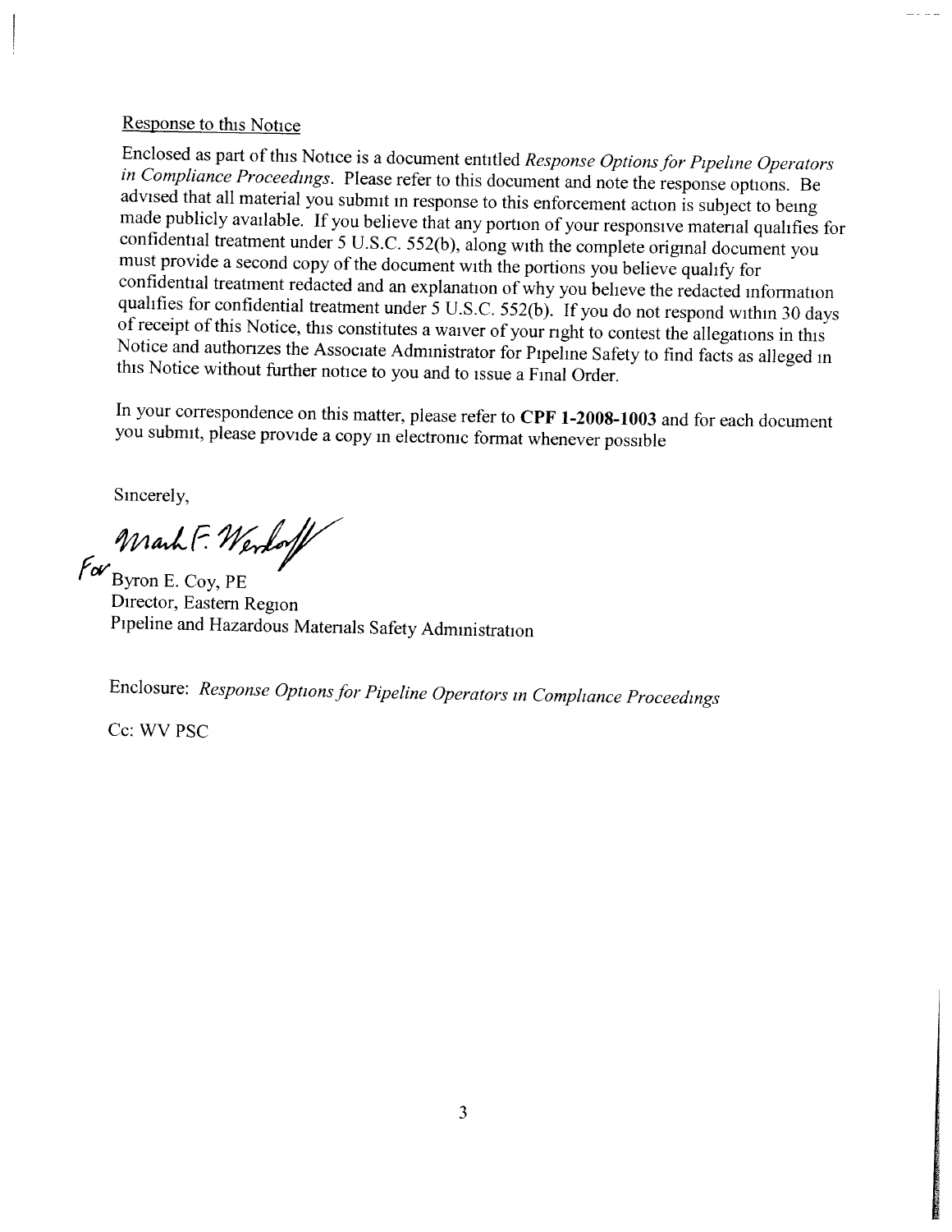Response to this Notice

Enclosed as part of this Notice is a document entitled *Response Options for Pipeline Operators in Compliance Proceedings*. Please refer to this document and note the response options. Be advised that all material you submit in response to this enforcement action is subject to being made publicly available. If you believe that any portion of your responsive material qualifies for confidential treatment under 5 U.S.C. 552(b), along with the complete original document you must provide a second copy of the document with the portions you believe qualify for confidential treatment redacted and an explanation of why you believe the redacted information qualifies for confidential treatment under 5 U.S.C. 552(b). If you do not respond within 30 days of receipt of this Notice, this constitutes a waiver of your right to contest the allegations in this Notice and authorizes the Associate Administrator for Pipeline Safety to find facts as alleged in this Notice without further notice to you and to issue a Final Order.

In your correspondence on this matter, please refer to **CPF 1-2008-1003** and for each document you submit, please provide a copy in electronic format whenever possible

Sincerely,

For Mark F. Werdoff

Byron E. Coy, PE
Director, Eastern Region
Pipeline and Hazardous Materials Safety Administration

Enclosure: *Response Options for Pipeline Operators in Compliance Proceedings*

Cc: WV PSC